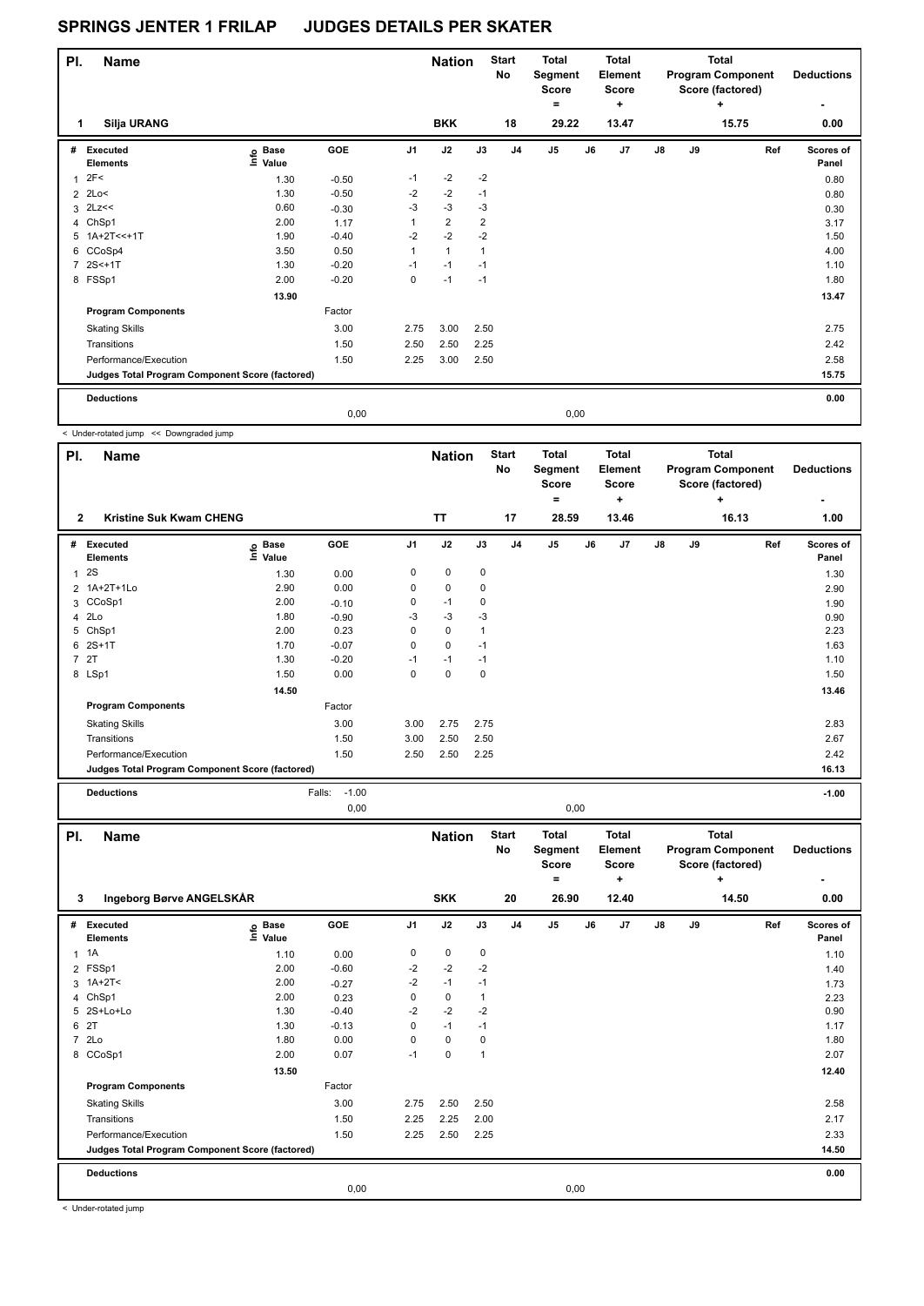# SPRINGS JENTER 1 FRILAP JUDGES DETAILS PER SKATER

| Pl. | Name | Nation | Start No | Total Segment Score = | Total Element Score + | Total Program Component Score (factored) + | Deductions - |
|---|---|---|---|---|---|---|---|
| 1 | Silja URANG | BKK | 18 | 29.22 | 13.47 | 15.75 | 0.00 |

| # | Executed Elements | Info | Base Value | GOE | J1 | J2 | J3 | J4 | J5 | J6 | J7 | J8 | J9 | Ref | Scores of Panel |
|---|---|---|---|---|---|---|---|---|---|---|---|---|---|---|---|
| 1 | 2F< | | 1.30 | -0.50 | -1 | -2 | -2 | | | | | | | | 0.80 |
| 2 | 2Lo< | | 1.30 | -0.50 | -2 | -2 | -1 | | | | | | | | 0.80 |
| 3 | 2Lz<< | | 0.60 | -0.30 | -3 | -3 | -3 | | | | | | | | 0.30 |
| 4 | ChSp1 | | 2.00 | 1.17 | 1 | 2 | 2 | | | | | | | | 3.17 |
| 5 | 1A+2T<<+1T | | 1.90 | -0.40 | -2 | -2 | -2 | | | | | | | | 1.50 |
| 6 | CCoSp4 | | 3.50 | 0.50 | 1 | 1 | 1 | | | | | | | | 4.00 |
| 7 | 2S<+1T | | 1.30 | -0.20 | -1 | -1 | -1 | | | | | | | | 1.10 |
| 8 | FSSp1 | | 2.00 | -0.20 | 0 | -1 | -1 | | | | | | | | 1.80 |
| | | | 13.90 | | | | | | | | | | | | 13.47 |
| | **Program Components** | | | Factor | | | | | | | | | | | |
| | Skating Skills | | | 3.00 | 2.75 | 3.00 | 2.50 | | | | | | | | 2.75 |
| | Transitions | | | 1.50 | 2.50 | 2.50 | 2.25 | | | | | | | | 2.42 |
| | Performance/Execution | | | 1.50 | 2.25 | 3.00 | 2.50 | | | | | | | | 2.58 |
| | **Judges Total Program Component Score (factored)** | | | | | | | | | | | | | | 15.75 |
| | **Deductions** | | | | | | | | | | | | | | 0.00 |
| | | | | 0,00 | | | | | 0,00 | | | | | | |

< Under-rotated jump << Downgraded jump

| Pl. | Name | Nation | Start No | Total Segment Score = | Total Element Score + | Total Program Component Score (factored) + | Deductions - |
|---|---|---|---|---|---|---|---|
| 2 | Kristine Suk Kwam CHENG | TT | 17 | 28.59 | 13.46 | 16.13 | 1.00 |

| # | Executed Elements | Info | Base Value | GOE | J1 | J2 | J3 | J4 | J5 | J6 | J7 | J8 | J9 | Ref | Scores of Panel |
|---|---|---|---|---|---|---|---|---|---|---|---|---|---|---|---|
| 1 | 2S | | 1.30 | 0.00 | 0 | 0 | 0 | | | | | | | | 1.30 |
| 2 | 1A+2T+1Lo | | 2.90 | 0.00 | 0 | 0 | 0 | | | | | | | | 2.90 |
| 3 | CCoSp1 | | 2.00 | -0.10 | 0 | -1 | 0 | | | | | | | | 1.90 |
| 4 | 2Lo | | 1.80 | -0.90 | -3 | -3 | -3 | | | | | | | | 0.90 |
| 5 | ChSp1 | | 2.00 | 0.23 | 0 | 0 | 1 | | | | | | | | 2.23 |
| 6 | 2S+1T | | 1.70 | -0.07 | 0 | 0 | -1 | | | | | | | | 1.63 |
| 7 | 2T | | 1.30 | -0.20 | -1 | -1 | -1 | | | | | | | | 1.10 |
| 8 | LSp1 | | 1.50 | 0.00 | 0 | 0 | 0 | | | | | | | | 1.50 |
| | | | 14.50 | | | | | | | | | | | | 13.46 |
| | **Program Components** | | | Factor | | | | | | | | | | | |
| | Skating Skills | | | 3.00 | 3.00 | 2.75 | 2.75 | | | | | | | | 2.83 |
| | Transitions | | | 1.50 | 3.00 | 2.50 | 2.50 | | | | | | | | 2.67 |
| | Performance/Execution | | | 1.50 | 2.50 | 2.50 | 2.25 | | | | | | | | 2.42 |
| | **Judges Total Program Component Score (factored)** | | | | | | | | | | | | | | 16.13 |
| | **Deductions** | | | Falls: -1.00 | | | | | | | | | | | -1.00 |
| | | | | 0,00 | | | | | 0,00 | | | | | | |

| Pl. | Name | Nation | Start No | Total Segment Score = | Total Element Score + | Total Program Component Score (factored) + | Deductions - |
|---|---|---|---|---|---|---|---|
| 3 | Ingeborg Børve ANGELSKÅR | SKK | 20 | 26.90 | 12.40 | 14.50 | 0.00 |

| # | Executed Elements | Info | Base Value | GOE | J1 | J2 | J3 | J4 | J5 | J6 | J7 | J8 | J9 | Ref | Scores of Panel |
|---|---|---|---|---|---|---|---|---|---|---|---|---|---|---|---|
| 1 | 1A | | 1.10 | 0.00 | 0 | 0 | 0 | | | | | | | | 1.10 |
| 2 | FSSp1 | | 2.00 | -0.60 | -2 | -2 | -2 | | | | | | | | 1.40 |
| 3 | 1A+2T< | | 2.00 | -0.27 | -2 | -1 | -1 | | | | | | | | 1.73 |
| 4 | ChSp1 | | 2.00 | 0.23 | 0 | 0 | 1 | | | | | | | | 2.23 |
| 5 | 2S+Lo+Lo | | 1.30 | -0.40 | -2 | -2 | -2 | | | | | | | | 0.90 |
| 6 | 2T | | 1.30 | -0.13 | 0 | -1 | -1 | | | | | | | | 1.17 |
| 7 | 2Lo | | 1.80 | 0.00 | 0 | 0 | 0 | | | | | | | | 1.80 |
| 8 | CCoSp1 | | 2.00 | 0.07 | -1 | 0 | 1 | | | | | | | | 2.07 |
| | | | 13.50 | | | | | | | | | | | | 12.40 |
| | **Program Components** | | | Factor | | | | | | | | | | | |
| | Skating Skills | | | 3.00 | 2.75 | 2.50 | 2.50 | | | | | | | | 2.58 |
| | Transitions | | | 1.50 | 2.25 | 2.25 | 2.00 | | | | | | | | 2.17 |
| | Performance/Execution | | | 1.50 | 2.25 | 2.50 | 2.25 | | | | | | | | 2.33 |
| | **Judges Total Program Component Score (factored)** | | | | | | | | | | | | | | 14.50 |
| | **Deductions** | | | | | | | | | | | | | | 0.00 |
| | | | | 0,00 | | | | | 0,00 | | | | | | |

< Under-rotated jump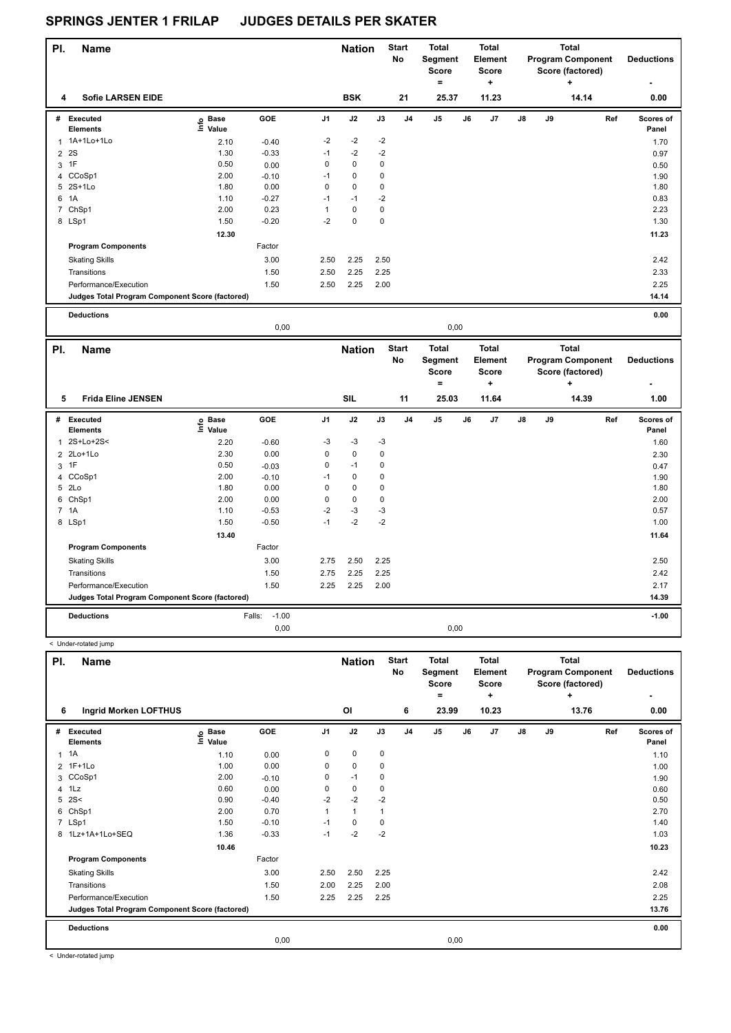# SPRINGS JENTER 1 FRILAP JUDGES DETAILS PER SKATER

| Pl. | Name | Nation | Start No | Total Segment Score = | Total Element Score + | Total Program Component Score (factored) + | Deductions - |
|---|---|---|---|---|---|---|---|
| 4 | Sofie LARSEN EIDE | BSK | 21 | 25.37 | 11.23 | 14.14 | 0.00 |

| # | Executed Elements | Info | Base Value | GOE | J1 | J2 | J3 | J4 | J5 | J6 | J7 | J8 | J9 | Ref | Scores of Panel |
|---|---|---|---|---|---|---|---|---|---|---|---|---|---|---|---|
| 1 | 1A+1Lo+1Lo | | 2.10 | -0.40 | -2 | -2 | -2 | | | | | | | | 1.70 |
| 2 | 2S | | 1.30 | -0.33 | -1 | -2 | -2 | | | | | | | | 0.97 |
| 3 | 1F | | 0.50 | 0.00 | 0 | 0 | 0 | | | | | | | | 0.50 |
| 4 | CCoSp1 | | 2.00 | -0.10 | -1 | 0 | 0 | | | | | | | | 1.90 |
| 5 | 2S+1Lo | | 1.80 | 0.00 | 0 | 0 | 0 | | | | | | | | 1.80 |
| 6 | 1A | | 1.10 | -0.27 | -1 | -1 | -2 | | | | | | | | 0.83 |
| 7 | ChSp1 | | 2.00 | 0.23 | 1 | 0 | 0 | | | | | | | | 2.23 |
| 8 | LSp1 | | 1.50 | -0.20 | -2 | 0 | 0 | | | | | | | | 1.30 |
| | | | 12.30 | | | | | | | | | | | | 11.23 |
| | **Program Components** | | | Factor | | | | | | | | | | | |
| | Skating Skills | | | 3.00 | 2.50 | 2.25 | 2.50 | | | | | | | | 2.42 |
| | Transitions | | | 1.50 | 2.50 | 2.25 | 2.25 | | | | | | | | 2.33 |
| | Performance/Execution | | | 1.50 | 2.50 | 2.25 | 2.00 | | | | | | | | 2.25 |
| | **Judges Total Program Component Score (factored)** | | | | | | | | | | | | | | 14.14 |
| | **Deductions** | | | | | | | | | | | | | | 0.00 |
| | | | | 0,00 | | | | | 0,00 | | | | | | |

| Pl. | Name | Nation | Start No | Total Segment Score = | Total Element Score + | Total Program Component Score (factored) + | Deductions - |
|---|---|---|---|---|---|---|---|
| 5 | Frida Eline JENSEN | SIL | 11 | 25.03 | 11.64 | 14.39 | 1.00 |

| # | Executed Elements | Info | Base Value | GOE | J1 | J2 | J3 | J4 | J5 | J6 | J7 | J8 | J9 | Ref | Scores of Panel |
|---|---|---|---|---|---|---|---|---|---|---|---|---|---|---|---|
| 1 | 2S+Lo+2S< | | 2.20 | -0.60 | -3 | -3 | -3 | | | | | | | | 1.60 |
| 2 | 2Lo+1Lo | | 2.30 | 0.00 | 0 | 0 | 0 | | | | | | | | 2.30 |
| 3 | 1F | | 0.50 | -0.03 | 0 | -1 | 0 | | | | | | | | 0.47 |
| 4 | CCoSp1 | | 2.00 | -0.10 | -1 | 0 | 0 | | | | | | | | 1.90 |
| 5 | 2Lo | | 1.80 | 0.00 | 0 | 0 | 0 | | | | | | | | 1.80 |
| 6 | ChSp1 | | 2.00 | 0.00 | 0 | 0 | 0 | | | | | | | | 2.00 |
| 7 | 1A | | 1.10 | -0.53 | -2 | -3 | -3 | | | | | | | | 0.57 |
| 8 | LSp1 | | 1.50 | -0.50 | -1 | -2 | -2 | | | | | | | | 1.00 |
| | | | 13.40 | | | | | | | | | | | | 11.64 |
| | **Program Components** | | | Factor | | | | | | | | | | | |
| | Skating Skills | | | 3.00 | 2.75 | 2.50 | 2.25 | | | | | | | | 2.50 |
| | Transitions | | | 1.50 | 2.75 | 2.25 | 2.25 | | | | | | | | 2.42 |
| | Performance/Execution | | | 1.50 | 2.25 | 2.25 | 2.00 | | | | | | | | 2.17 |
| | **Judges Total Program Component Score (factored)** | | | | | | | | | | | | | | 14.39 |
| | **Deductions** | | | Falls: -1.00 | | | | | | | | | | | -1.00 |
| | | | | 0,00 | | | | | 0,00 | | | | | | |

< Under-rotated jump

| Pl. | Name | Nation | Start No | Total Segment Score = | Total Element Score + | Total Program Component Score (factored) + | Deductions - |
|---|---|---|---|---|---|---|---|
| 6 | Ingrid Morken LOFTHUS | OI | 6 | 23.99 | 10.23 | 13.76 | 0.00 |

| # | Executed Elements | Info | Base Value | GOE | J1 | J2 | J3 | J4 | J5 | J6 | J7 | J8 | J9 | Ref | Scores of Panel |
|---|---|---|---|---|---|---|---|---|---|---|---|---|---|---|---|
| 1 | 1A | | 1.10 | 0.00 | 0 | 0 | 0 | | | | | | | | 1.10 |
| 2 | 1F+1Lo | | 1.00 | 0.00 | 0 | 0 | 0 | | | | | | | | 1.00 |
| 3 | CCoSp1 | | 2.00 | -0.10 | 0 | -1 | 0 | | | | | | | | 1.90 |
| 4 | 1Lz | | 0.60 | 0.00 | 0 | 0 | 0 | | | | | | | | 0.60 |
| 5 | 2S< | | 0.90 | -0.40 | -2 | -2 | -2 | | | | | | | | 0.50 |
| 6 | ChSp1 | | 2.00 | 0.70 | 1 | 1 | 1 | | | | | | | | 2.70 |
| 7 | LSp1 | | 1.50 | -0.10 | -1 | 0 | 0 | | | | | | | | 1.40 |
| 8 | 1Lz+1A+1Lo+SEQ | | 1.36 | -0.33 | -1 | -2 | -2 | | | | | | | | 1.03 |
| | | | 10.46 | | | | | | | | | | | | 10.23 |
| | **Program Components** | | | Factor | | | | | | | | | | | |
| | Skating Skills | | | 3.00 | 2.50 | 2.50 | 2.25 | | | | | | | | 2.42 |
| | Transitions | | | 1.50 | 2.00 | 2.25 | 2.00 | | | | | | | | 2.08 |
| | Performance/Execution | | | 1.50 | 2.25 | 2.25 | 2.25 | | | | | | | | 2.25 |
| | **Judges Total Program Component Score (factored)** | | | | | | | | | | | | | | 13.76 |
| | **Deductions** | | | | | | | | | | | | | | 0.00 |
| | | | | 0,00 | | | | | 0,00 | | | | | | |

< Under-rotated jump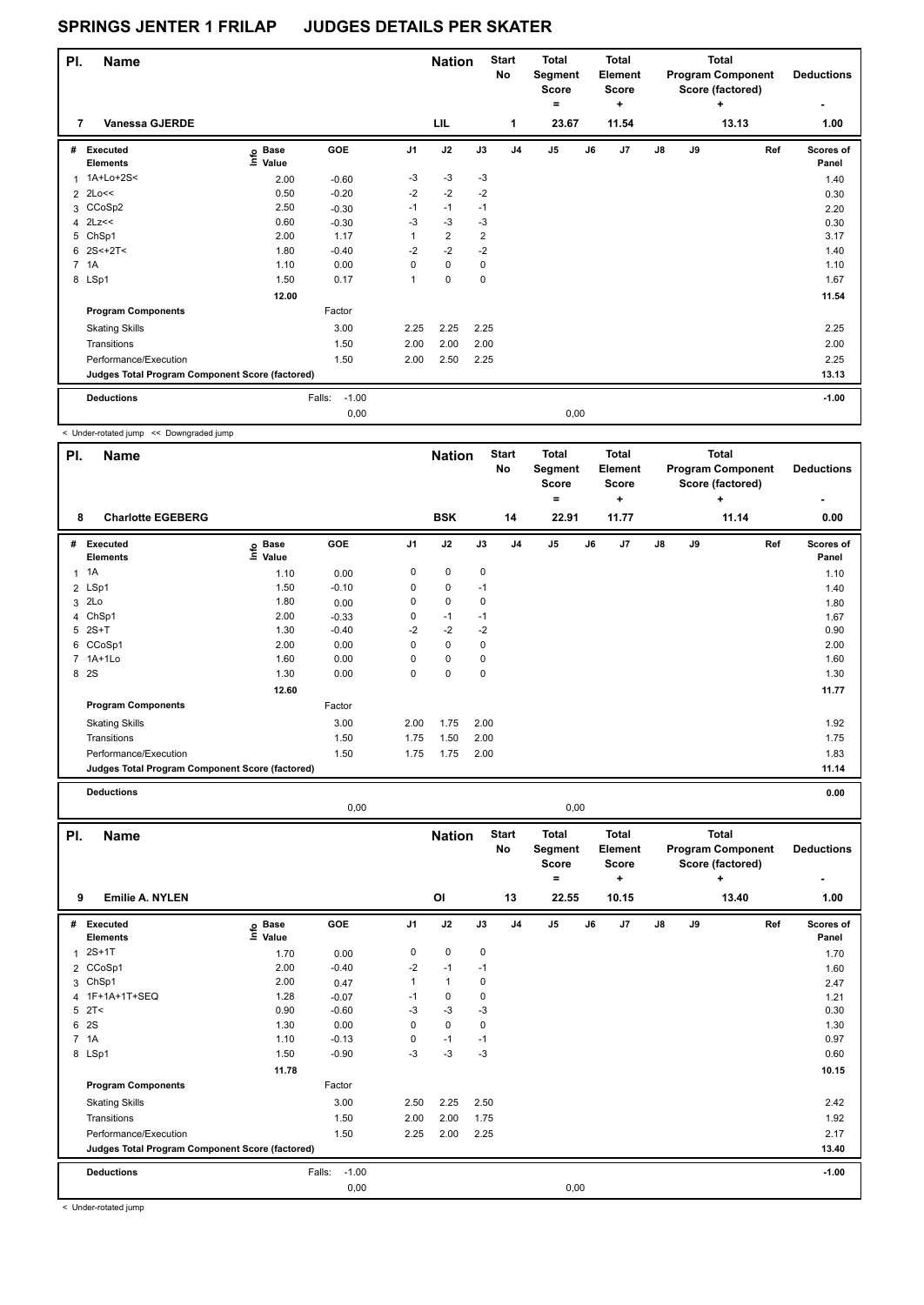# SPRINGS JENTER 1 FRILAP JUDGES DETAILS PER SKATER

| Pl. | Name | Nation | Start No | Total Segment Score = | Total Element Score + | Total Program Component Score (factored) + | Deductions - |
|---|---|---|---|---|---|---|---|
| 7 | Vanessa GJERDE | LIL | 1 | 23.67 | 11.54 | 13.13 | 1.00 |

| # | Executed Elements | Info | Base Value | GOE | J1 | J2 | J3 | J4 | J5 | J6 | J7 | J8 | J9 | Ref | Scores of Panel |
|---|---|---|---|---|---|---|---|---|---|---|---|---|---|---|---|
| 1 | 1A+Lo+2S< | | 2.00 | -0.60 | -3 | -3 | -3 | | | | | | | | 1.40 |
| 2 | 2Lo<< | | 0.50 | -0.20 | -2 | -2 | -2 | | | | | | | | 0.30 |
| 3 | CCoSp2 | | 2.50 | -0.30 | -1 | -1 | -1 | | | | | | | | 2.20 |
| 4 | 2Lz<< | | 0.60 | -0.30 | -3 | -3 | -3 | | | | | | | | 0.30 |
| 5 | ChSp1 | | 2.00 | 1.17 | 1 | 2 | 2 | | | | | | | | 3.17 |
| 6 | 2S<+2T< | | 1.80 | -0.40 | -2 | -2 | -2 | | | | | | | | 1.40 |
| 7 | 1A | | 1.10 | 0.00 | 0 | 0 | 0 | | | | | | | | 1.10 |
| 8 | LSp1 | | 1.50 | 0.17 | 1 | 0 | 0 | | | | | | | | 1.67 |
| | | | 12.00 | | | | | | | | | | | | 11.54 |
| | **Program Components** | | | Factor | | | | | | | | | | | |
| | Skating Skills | | | 3.00 | 2.25 | 2.25 | 2.25 | | | | | | | | 2.25 |
| | Transitions | | | 1.50 | 2.00 | 2.00 | 2.00 | | | | | | | | 2.00 |
| | Performance/Execution | | | 1.50 | 2.00 | 2.50 | 2.25 | | | | | | | | 2.25 |
| | **Judges Total Program Component Score (factored)** | | | | | | | | | | | | | | 13.13 |
| | **Deductions** | | Falls: | -1.00 | | | | | | | | | | | -1.00 |
| | | | | 0,00 | | | | | 0,00 | | | | | | |

< Under-rotated jump << Downgraded jump

| Pl. | Name | Nation | Start No | Total Segment Score = | Total Element Score + | Total Program Component Score (factored) + | Deductions - |
|---|---|---|---|---|---|---|---|
| 8 | Charlotte EGEBERG | BSK | 14 | 22.91 | 11.77 | 11.14 | 0.00 |

| # | Executed Elements | Info | Base Value | GOE | J1 | J2 | J3 | J4 | J5 | J6 | J7 | J8 | J9 | Ref | Scores of Panel |
|---|---|---|---|---|---|---|---|---|---|---|---|---|---|---|---|
| 1 | 1A | | 1.10 | 0.00 | 0 | 0 | 0 | | | | | | | | 1.10 |
| 2 | LSp1 | | 1.50 | -0.10 | 0 | 0 | -1 | | | | | | | | 1.40 |
| 3 | 2Lo | | 1.80 | 0.00 | 0 | 0 | 0 | | | | | | | | 1.80 |
| 4 | ChSp1 | | 2.00 | -0.33 | 0 | -1 | -1 | | | | | | | | 1.67 |
| 5 | 2S+T | | 1.30 | -0.40 | -2 | -2 | -2 | | | | | | | | 0.90 |
| 6 | CCoSp1 | | 2.00 | 0.00 | 0 | 0 | 0 | | | | | | | | 2.00 |
| 7 | 1A+1Lo | | 1.60 | 0.00 | 0 | 0 | 0 | | | | | | | | 1.60 |
| 8 | 2S | | 1.30 | 0.00 | 0 | 0 | 0 | | | | | | | | 1.30 |
| | | | 12.60 | | | | | | | | | | | | 11.77 |
| | **Program Components** | | | Factor | | | | | | | | | | | |
| | Skating Skills | | | 3.00 | 2.00 | 1.75 | 2.00 | | | | | | | | 1.92 |
| | Transitions | | | 1.50 | 1.75 | 1.50 | 2.00 | | | | | | | | 1.75 |
| | Performance/Execution | | | 1.50 | 1.75 | 1.75 | 2.00 | | | | | | | | 1.83 |
| | **Judges Total Program Component Score (factored)** | | | | | | | | | | | | | | 11.14 |
| | **Deductions** | | | | | | | | | | | | | | 0.00 |
| | | | | 0,00 | | | | | 0,00 | | | | | | |

| Pl. | Name | Nation | Start No | Total Segment Score = | Total Element Score + | Total Program Component Score (factored) + | Deductions - |
|---|---|---|---|---|---|---|---|
| 9 | Emilie A. NYLEN | OI | 13 | 22.55 | 10.15 | 13.40 | 1.00 |

| # | Executed Elements | Info | Base Value | GOE | J1 | J2 | J3 | J4 | J5 | J6 | J7 | J8 | J9 | Ref | Scores of Panel |
|---|---|---|---|---|---|---|---|---|---|---|---|---|---|---|---|
| 1 | 2S+1T | | 1.70 | 0.00 | 0 | 0 | 0 | | | | | | | | 1.70 |
| 2 | CCoSp1 | | 2.00 | -0.40 | -2 | -1 | -1 | | | | | | | | 1.60 |
| 3 | ChSp1 | | 2.00 | 0.47 | 1 | 1 | 0 | | | | | | | | 2.47 |
| 4 | 1F+1A+1T+SEQ | | 1.28 | -0.07 | -1 | 0 | 0 | | | | | | | | 1.21 |
| 5 | 2T< | | 0.90 | -0.60 | -3 | -3 | -3 | | | | | | | | 0.30 |
| 6 | 2S | | 1.30 | 0.00 | 0 | 0 | 0 | | | | | | | | 1.30 |
| 7 | 1A | | 1.10 | -0.13 | 0 | -1 | -1 | | | | | | | | 0.97 |
| 8 | LSp1 | | 1.50 | -0.90 | -3 | -3 | -3 | | | | | | | | 0.60 |
| | | | 11.78 | | | | | | | | | | | | 10.15 |
| | **Program Components** | | | Factor | | | | | | | | | | | |
| | Skating Skills | | | 3.00 | 2.50 | 2.25 | 2.50 | | | | | | | | 2.42 |
| | Transitions | | | 1.50 | 2.00 | 2.00 | 1.75 | | | | | | | | 1.92 |
| | Performance/Execution | | | 1.50 | 2.25 | 2.00 | 2.25 | | | | | | | | 2.17 |
| | **Judges Total Program Component Score (factored)** | | | | | | | | | | | | | | 13.40 |
| | **Deductions** | | Falls: | -1.00 | | | | | | | | | | | -1.00 |
| | | | | 0,00 | | | | | 0,00 | | | | | | |

< Under-rotated jump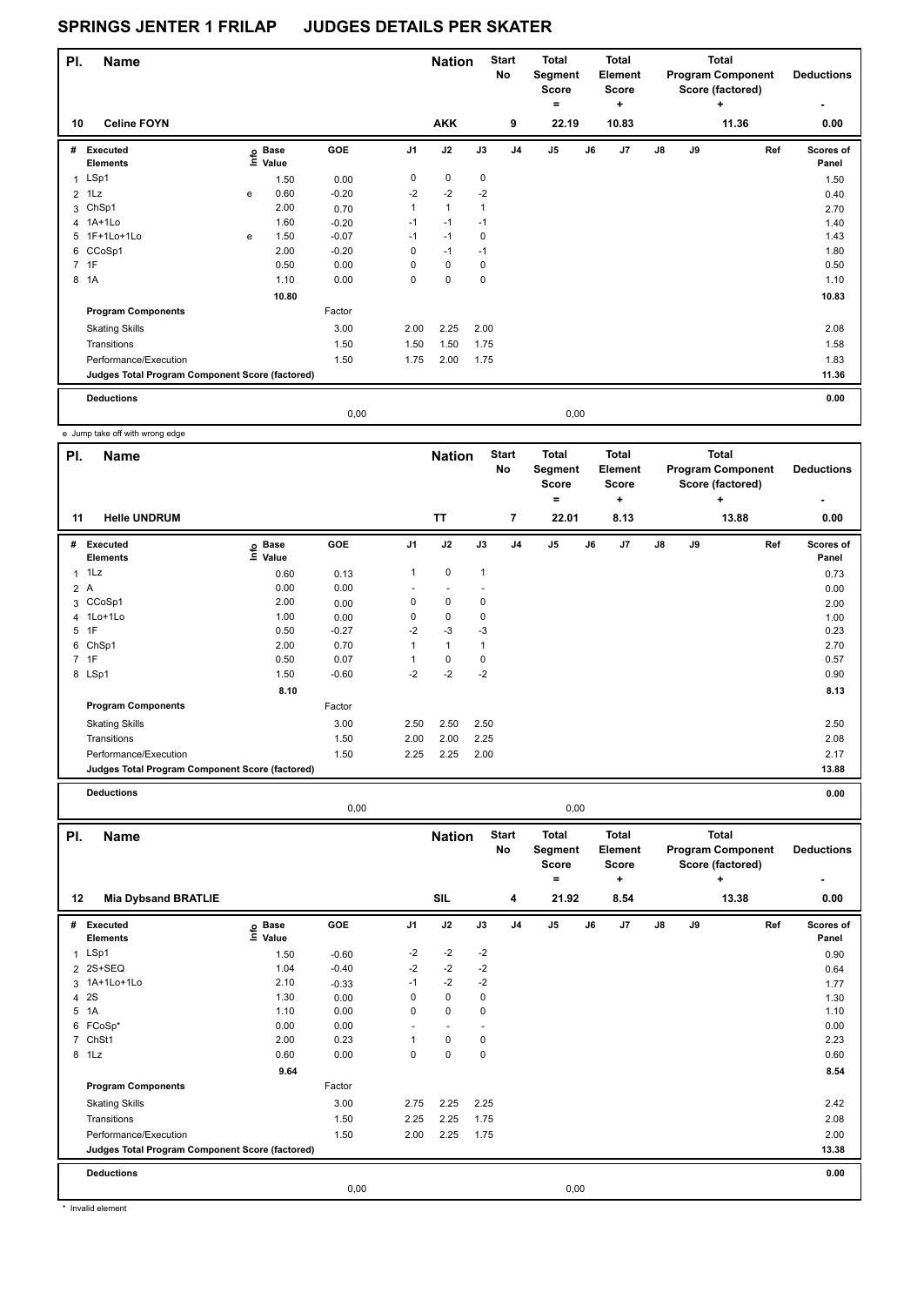# SPRINGS JENTER 1 FRILAP JUDGES DETAILS PER SKATER

| Pl. | Name | Nation | Start No | Total Segment Score = | Total Element Score + | Total Program Component Score (factored) + | Deductions - |
|---|---|---|---|---|---|---|---|
| 10 | Celine FOYN | AKK | 9 | 22.19 | 10.83 | 11.36 | 0.00 |

| # | Executed Elements | Info | Base Value | GOE | J1 | J2 | J3 | J4 | J5 | J6 | J7 | J8 | J9 | Ref | Scores of Panel |
|---|---|---|---|---|---|---|---|---|---|---|---|---|---|---|---|
| 1 | LSp1 | | 1.50 | 0.00 | 0 | 0 | 0 | | | | | | | | 1.50 |
| 2 | 1Lz | e | 0.60 | -0.20 | -2 | -2 | -2 | | | | | | | | 0.40 |
| 3 | ChSp1 | | 2.00 | 0.70 | 1 | 1 | 1 | | | | | | | | 2.70 |
| 4 | 1A+1Lo | | 1.60 | -0.20 | -1 | -1 | -1 | | | | | | | | 1.40 |
| 5 | 1F+1Lo+1Lo | e | 1.50 | -0.07 | -1 | -1 | 0 | | | | | | | | 1.43 |
| 6 | CCoSp1 | | 2.00 | -0.20 | 0 | -1 | -1 | | | | | | | | 1.80 |
| 7 | 1F | | 0.50 | 0.00 | 0 | 0 | 0 | | | | | | | | 0.50 |
| 8 | 1A | | 1.10 | 0.00 | 0 | 0 | 0 | | | | | | | | 1.10 |
| | | | 10.80 | | | | | | | | | | | | 10.83 |
| | **Program Components** | | | Factor | | | | | | | | | | | |
| | Skating Skills | | | 3.00 | 2.00 | 2.25 | 2.00 | | | | | | | | 2.08 |
| | Transitions | | | 1.50 | 1.50 | 1.50 | 1.75 | | | | | | | | 1.58 |
| | Performance/Execution | | | 1.50 | 1.75 | 2.00 | 1.75 | | | | | | | | 1.83 |
| | **Judges Total Program Component Score (factored)** | | | | | | | | | | | | | | 11.36 |
| | **Deductions** | | | | | | | | | | | | | | 0.00 |
| | | | | 0,00 | | | | | 0,00 | | | | | | |

e Jump take off with wrong edge

| Pl. | Name | Nation | Start No | Total Segment Score = | Total Element Score + | Total Program Component Score (factored) + | Deductions - |
|---|---|---|---|---|---|---|---|
| 11 | Helle UNDRUM | TT | 7 | 22.01 | 8.13 | 13.88 | 0.00 |

| # | Executed Elements | Info | Base Value | GOE | J1 | J2 | J3 | J4 | J5 | J6 | J7 | J8 | J9 | Ref | Scores of Panel |
|---|---|---|---|---|---|---|---|---|---|---|---|---|---|---|---|
| 1 | 1Lz | | 0.60 | 0.13 | 1 | 0 | 1 | | | | | | | | 0.73 |
| 2 | A | | 0.00 | 0.00 | - | - | - | | | | | | | | 0.00 |
| 3 | CCoSp1 | | 2.00 | 0.00 | 0 | 0 | 0 | | | | | | | | 2.00 |
| 4 | 1Lo+1Lo | | 1.00 | 0.00 | 0 | 0 | 0 | | | | | | | | 1.00 |
| 5 | 1F | | 0.50 | -0.27 | -2 | -3 | -3 | | | | | | | | 0.23 |
| 6 | ChSp1 | | 2.00 | 0.70 | 1 | 1 | 1 | | | | | | | | 2.70 |
| 7 | 1F | | 0.50 | 0.07 | 1 | 0 | 0 | | | | | | | | 0.57 |
| 8 | LSp1 | | 1.50 | -0.60 | -2 | -2 | -2 | | | | | | | | 0.90 |
| | | | 8.10 | | | | | | | | | | | | 8.13 |
| | **Program Components** | | | Factor | | | | | | | | | | | |
| | Skating Skills | | | 3.00 | 2.50 | 2.50 | 2.50 | | | | | | | | 2.50 |
| | Transitions | | | 1.50 | 2.00 | 2.00 | 2.25 | | | | | | | | 2.08 |
| | Performance/Execution | | | 1.50 | 2.25 | 2.25 | 2.00 | | | | | | | | 2.17 |
| | **Judges Total Program Component Score (factored)** | | | | | | | | | | | | | | 13.88 |
| | **Deductions** | | | | | | | | | | | | | | 0.00 |
| | | | | 0,00 | | | | | 0,00 | | | | | | |

| Pl. | Name | Nation | Start No | Total Segment Score = | Total Element Score + | Total Program Component Score (factored) + | Deductions - |
|---|---|---|---|---|---|---|---|
| 12 | Mia Dybsand BRATLIE | SIL | 4 | 21.92 | 8.54 | 13.38 | 0.00 |

| # | Executed Elements | Info | Base Value | GOE | J1 | J2 | J3 | J4 | J5 | J6 | J7 | J8 | J9 | Ref | Scores of Panel |
|---|---|---|---|---|---|---|---|---|---|---|---|---|---|---|---|
| 1 | LSp1 | | 1.50 | -0.60 | -2 | -2 | -2 | | | | | | | | 0.90 |
| 2 | 2S+SEQ | | 1.04 | -0.40 | -2 | -2 | -2 | | | | | | | | 0.64 |
| 3 | 1A+1Lo+1Lo | | 2.10 | -0.33 | -1 | -2 | -2 | | | | | | | | 1.77 |
| 4 | 2S | | 1.30 | 0.00 | 0 | 0 | 0 | | | | | | | | 1.30 |
| 5 | 1A | | 1.10 | 0.00 | 0 | 0 | 0 | | | | | | | | 1.10 |
| 6 | FCoSp* | | 0.00 | 0.00 | - | - | - | | | | | | | | 0.00 |
| 7 | ChSt1 | | 2.00 | 0.23 | 1 | 0 | 0 | | | | | | | | 2.23 |
| 8 | 1Lz | | 0.60 | 0.00 | 0 | 0 | 0 | | | | | | | | 0.60 |
| | | | 9.64 | | | | | | | | | | | | 8.54 |
| | **Program Components** | | | Factor | | | | | | | | | | | |
| | Skating Skills | | | 3.00 | 2.75 | 2.25 | 2.25 | | | | | | | | 2.42 |
| | Transitions | | | 1.50 | 2.25 | 2.25 | 1.75 | | | | | | | | 2.08 |
| | Performance/Execution | | | 1.50 | 2.00 | 2.25 | 1.75 | | | | | | | | 2.00 |
| | **Judges Total Program Component Score (factored)** | | | | | | | | | | | | | | 13.38 |
| | **Deductions** | | | | | | | | | | | | | | 0.00 |
| | | | | 0,00 | | | | | 0,00 | | | | | | |

* Invalid element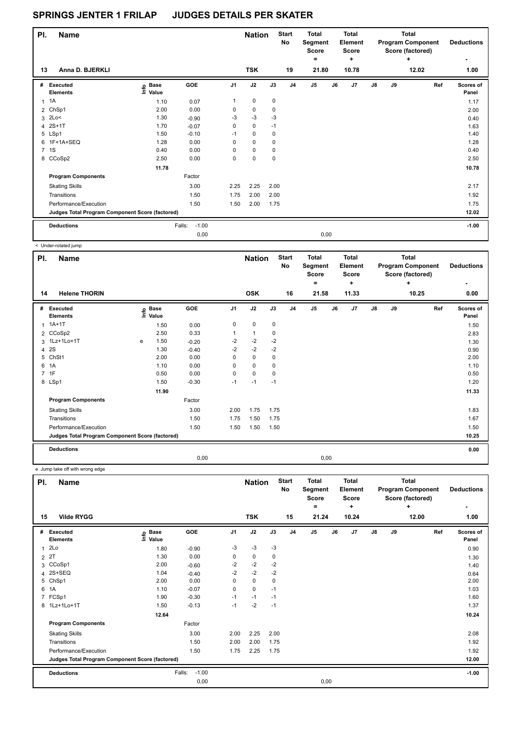# SPRINGS JENTER 1 FRILAP JUDGES DETAILS PER SKATER

| Pl. | Name | Nation | Start No | Total Segment Score = | Total Element Score + | Total Program Component Score (factored) + | Deductions - |
|---|---|---|---|---|---|---|---|
| 13 | Anna D. BJERKLI | TSK | 19 | 21.80 | 10.78 | 12.02 | 1.00 |

| # | Executed Elements | Info | Base Value | GOE | J1 | J2 | J3 | J4 | J5 | J6 | J7 | J8 | J9 | Ref | Scores of Panel |
|---|---|---|---|---|---|---|---|---|---|---|---|---|---|---|---|
| 1 | 1A | | 1.10 | 0.07 | 1 | 0 | 0 | | | | | | | | 1.17 |
| 2 | ChSp1 | | 2.00 | 0.00 | 0 | 0 | 0 | | | | | | | | 2.00 |
| 3 | 2Lo< | | 1.30 | -0.90 | -3 | -3 | -3 | | | | | | | | 0.40 |
| 4 | 2S+1T | | 1.70 | -0.07 | 0 | 0 | -1 | | | | | | | | 1.63 |
| 5 | LSp1 | | 1.50 | -0.10 | -1 | 0 | 0 | | | | | | | | 1.40 |
| 6 | 1F+1A+SEQ | | 1.28 | 0.00 | 0 | 0 | 0 | | | | | | | | 1.28 |
| 7 | 1S | | 0.40 | 0.00 | 0 | 0 | 0 | | | | | | | | 0.40 |
| 8 | CCoSp2 | | 2.50 | 0.00 | 0 | 0 | 0 | | | | | | | | 2.50 |
| | | | 11.78 | | | | | | | | | | | | 10.78 |
| | **Program Components** | | | Factor | | | | | | | | | | | |
| | Skating Skills | | | 3.00 | 2.25 | 2.25 | 2.00 | | | | | | | | 2.17 |
| | Transitions | | | 1.50 | 1.75 | 2.00 | 2.00 | | | | | | | | 1.92 |
| | Performance/Execution | | | 1.50 | 1.50 | 2.00 | 1.75 | | | | | | | | 1.75 |
| | **Judges Total Program Component Score (factored)** | | | | | | | | | | | | | | 12.02 |
| | **Deductions** | | Falls: | -1.00 | | | | | | | | | | | -1.00 |
| | | | | 0,00 | | | | | 0,00 | | | | | | |

< Under-rotated jump

| Pl. | Name | Nation | Start No | Total Segment Score = | Total Element Score + | Total Program Component Score (factored) + | Deductions - |
|---|---|---|---|---|---|---|---|
| 14 | Helene THORIN | OSK | 16 | 21.58 | 11.33 | 10.25 | 0.00 |

| # | Executed Elements | Info | Base Value | GOE | J1 | J2 | J3 | J4 | J5 | J6 | J7 | J8 | J9 | Ref | Scores of Panel |
|---|---|---|---|---|---|---|---|---|---|---|---|---|---|---|---|
| 1 | 1A+1T | | 1.50 | 0.00 | 0 | 0 | 0 | | | | | | | | 1.50 |
| 2 | CCoSp2 | | 2.50 | 0.33 | 1 | 1 | 0 | | | | | | | | 2.83 |
| 3 | 1Lz+1Lo+1T | e | 1.50 | -0.20 | -2 | -2 | -2 | | | | | | | | 1.30 |
| 4 | 2S | | 1.30 | -0.40 | -2 | -2 | -2 | | | | | | | | 0.90 |
| 5 | ChSt1 | | 2.00 | 0.00 | 0 | 0 | 0 | | | | | | | | 2.00 |
| 6 | 1A | | 1.10 | 0.00 | 0 | 0 | 0 | | | | | | | | 1.10 |
| 7 | 1F | | 0.50 | 0.00 | 0 | 0 | 0 | | | | | | | | 0.50 |
| 8 | LSp1 | | 1.50 | -0.30 | -1 | -1 | -1 | | | | | | | | 1.20 |
| | | | 11.90 | | | | | | | | | | | | 11.33 |
| | **Program Components** | | | Factor | | | | | | | | | | | |
| | Skating Skills | | | 3.00 | 2.00 | 1.75 | 1.75 | | | | | | | | 1.83 |
| | Transitions | | | 1.50 | 1.75 | 1.50 | 1.75 | | | | | | | | 1.67 |
| | Performance/Execution | | | 1.50 | 1.50 | 1.50 | 1.50 | | | | | | | | 1.50 |
| | **Judges Total Program Component Score (factored)** | | | | | | | | | | | | | | 10.25 |
| | **Deductions** | | | | | | | | | | | | | | 0.00 |
| | | | | 0,00 | | | | | 0,00 | | | | | | |

e Jump take off with wrong edge

| Pl. | Name | Nation | Start No | Total Segment Score = | Total Element Score + | Total Program Component Score (factored) + | Deductions - |
|---|---|---|---|---|---|---|---|
| 15 | Vilde RYGG | TSK | 15 | 21.24 | 10.24 | 12.00 | 1.00 |

| # | Executed Elements | Info | Base Value | GOE | J1 | J2 | J3 | J4 | J5 | J6 | J7 | J8 | J9 | Ref | Scores of Panel |
|---|---|---|---|---|---|---|---|---|---|---|---|---|---|---|---|
| 1 | 2Lo | | 1.80 | -0.90 | -3 | -3 | -3 | | | | | | | | 0.90 |
| 2 | 2T | | 1.30 | 0.00 | 0 | 0 | 0 | | | | | | | | 1.30 |
| 3 | CCoSp1 | | 2.00 | -0.60 | -2 | -2 | -2 | | | | | | | | 1.40 |
| 4 | 2S+SEQ | | 1.04 | -0.40 | -2 | -2 | -2 | | | | | | | | 0.64 |
| 5 | ChSp1 | | 2.00 | 0.00 | 0 | 0 | 0 | | | | | | | | 2.00 |
| 6 | 1A | | 1.10 | -0.07 | 0 | 0 | -1 | | | | | | | | 1.03 |
| 7 | FCSp1 | | 1.90 | -0.30 | -1 | -1 | -1 | | | | | | | | 1.60 |
| 8 | 1Lz+1Lo+1T | | 1.50 | -0.13 | -1 | -2 | -1 | | | | | | | | 1.37 |
| | | | 12.64 | | | | | | | | | | | | 10.24 |
| | **Program Components** | | | Factor | | | | | | | | | | | |
| | Skating Skills | | | 3.00 | 2.00 | 2.25 | 2.00 | | | | | | | | 2.08 |
| | Transitions | | | 1.50 | 2.00 | 2.00 | 1.75 | | | | | | | | 1.92 |
| | Performance/Execution | | | 1.50 | 1.75 | 2.25 | 1.75 | | | | | | | | 1.92 |
| | **Judges Total Program Component Score (factored)** | | | | | | | | | | | | | | 12.00 |
| | **Deductions** | | Falls: | -1.00 | | | | | | | | | | | -1.00 |
| | | | | 0,00 | | | | | 0,00 | | | | | | |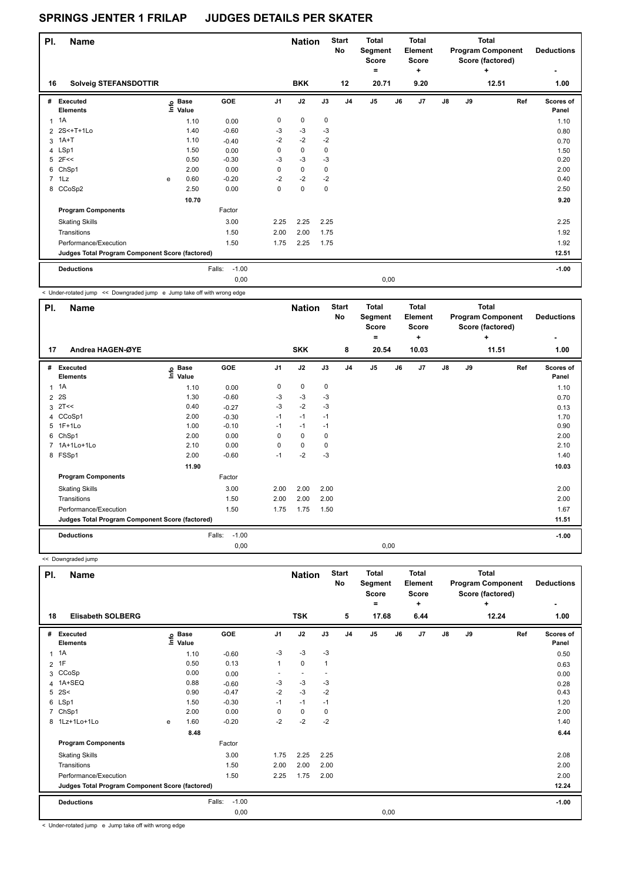# SPRINGS JENTER 1 FRILAP JUDGES DETAILS PER SKATER

| Pl. | Name | Nation | Start No | Total Segment Score = | Total Element Score + | Total Program Component Score (factored) + | Deductions - |
|---|---|---|---|---|---|---|---|
| 16 | Solveig STEFANSDOTTIR | BKK | 12 | 20.71 | 9.20 | 12.51 | 1.00 |

| # | Executed Elements | Info | Base Value | GOE | J1 | J2 | J3 | J4 | J5 | J6 | J7 | J8 | J9 | Ref | Scores of Panel |
|---|---|---|---|---|---|---|---|---|---|---|---|---|---|---|---|
| 1 | 1A | | 1.10 | 0.00 | 0 | 0 | 0 | | | | | | | | 1.10 |
| 2 | 2S<+T+1Lo | | 1.40 | -0.60 | -3 | -3 | -3 | | | | | | | | 0.80 |
| 3 | 1A+T | | 1.10 | -0.40 | -2 | -2 | -2 | | | | | | | | 0.70 |
| 4 | LSp1 | | 1.50 | 0.00 | 0 | 0 | 0 | | | | | | | | 1.50 |
| 5 | 2F<< | | 0.50 | -0.30 | -3 | -3 | -3 | | | | | | | | 0.20 |
| 6 | ChSp1 | | 2.00 | 0.00 | 0 | 0 | 0 | | | | | | | | 2.00 |
| 7 | 1Lz | e | 0.60 | -0.20 | -2 | -2 | -2 | | | | | | | | 0.40 |
| 8 | CCoSp2 | | 2.50 | 0.00 | 0 | 0 | 0 | | | | | | | | 2.50 |
| | | | 10.70 | | | | | | | | | | | | 9.20 |
| | **Program Components** | | | Factor | | | | | | | | | | | |
| | Skating Skills | | | 3.00 | 2.25 | 2.25 | 2.25 | | | | | | | | 2.25 |
| | Transitions | | | 1.50 | 2.00 | 2.00 | 1.75 | | | | | | | | 1.92 |
| | Performance/Execution | | | 1.50 | 1.75 | 2.25 | 1.75 | | | | | | | | 1.92 |
| | **Judges Total Program Component Score (factored)** | | | | | | | | | | | | | | 12.51 |
| | **Deductions** | | Falls: | -1.00 | | | | | | | | | | | -1.00 |
| | | | | 0,00 | | | | | 0,00 | | | | | | |

< Under-rotated jump << Downgraded jump e Jump take off with wrong edge

| Pl. | Name | Nation | Start No | Total Segment Score = | Total Element Score + | Total Program Component Score (factored) + | Deductions - |
|---|---|---|---|---|---|---|---|
| 17 | Andrea HAGEN-ØYE | SKK | 8 | 20.54 | 10.03 | 11.51 | 1.00 |

| # | Executed Elements | Info | Base Value | GOE | J1 | J2 | J3 | J4 | J5 | J6 | J7 | J8 | J9 | Ref | Scores of Panel |
|---|---|---|---|---|---|---|---|---|---|---|---|---|---|---|---|
| 1 | 1A | | 1.10 | 0.00 | 0 | 0 | 0 | | | | | | | | 1.10 |
| 2 | 2S | | 1.30 | -0.60 | -3 | -3 | -3 | | | | | | | | 0.70 |
| 3 | 2T<< | | 0.40 | -0.27 | -3 | -2 | -3 | | | | | | | | 0.13 |
| 4 | CCoSp1 | | 2.00 | -0.30 | -1 | -1 | -1 | | | | | | | | 1.70 |
| 5 | 1F+1Lo | | 1.00 | -0.10 | -1 | -1 | -1 | | | | | | | | 0.90 |
| 6 | ChSp1 | | 2.00 | 0.00 | 0 | 0 | 0 | | | | | | | | 2.00 |
| 7 | 1A+1Lo+1Lo | | 2.10 | 0.00 | 0 | 0 | 0 | | | | | | | | 2.10 |
| 8 | FSSp1 | | 2.00 | -0.60 | -1 | -2 | -3 | | | | | | | | 1.40 |
| | | | 11.90 | | | | | | | | | | | | 10.03 |
| | **Program Components** | | | Factor | | | | | | | | | | | |
| | Skating Skills | | | 3.00 | 2.00 | 2.00 | 2.00 | | | | | | | | 2.00 |
| | Transitions | | | 1.50 | 2.00 | 2.00 | 2.00 | | | | | | | | 2.00 |
| | Performance/Execution | | | 1.50 | 1.75 | 1.75 | 1.50 | | | | | | | | 1.67 |
| | **Judges Total Program Component Score (factored)** | | | | | | | | | | | | | | 11.51 |
| | **Deductions** | | Falls: | -1.00 | | | | | | | | | | | -1.00 |
| | | | | 0,00 | | | | | 0,00 | | | | | | |

<< Downgraded jump

| Pl. | Name | Nation | Start No | Total Segment Score = | Total Element Score + | Total Program Component Score (factored) + | Deductions - |
|---|---|---|---|---|---|---|---|
| 18 | Elisabeth SOLBERG | TSK | 5 | 17.68 | 6.44 | 12.24 | 1.00 |

| # | Executed Elements | Info | Base Value | GOE | J1 | J2 | J3 | J4 | J5 | J6 | J7 | J8 | J9 | Ref | Scores of Panel |
|---|---|---|---|---|---|---|---|---|---|---|---|---|---|---|---|
| 1 | 1A | | 1.10 | -0.60 | -3 | -3 | -3 | | | | | | | | 0.50 |
| 2 | 1F | | 0.50 | 0.13 | 1 | 0 | 1 | | | | | | | | 0.63 |
| 3 | CCoSp | | 0.00 | 0.00 | - | - | - | | | | | | | | 0.00 |
| 4 | 1A+SEQ | | 0.88 | -0.60 | -3 | -3 | -3 | | | | | | | | 0.28 |
| 5 | 2S< | | 0.90 | -0.47 | -2 | -3 | -2 | | | | | | | | 0.43 |
| 6 | LSp1 | | 1.50 | -0.30 | -1 | -1 | -1 | | | | | | | | 1.20 |
| 7 | ChSp1 | | 2.00 | 0.00 | 0 | 0 | 0 | | | | | | | | 2.00 |
| 8 | 1Lz+1Lo+1Lo | e | 1.60 | -0.20 | -2 | -2 | -2 | | | | | | | | 1.40 |
| | | | 8.48 | | | | | | | | | | | | 6.44 |
| | **Program Components** | | | Factor | | | | | | | | | | | |
| | Skating Skills | | | 3.00 | 1.75 | 2.25 | 2.25 | | | | | | | | 2.08 |
| | Transitions | | | 1.50 | 2.00 | 2.00 | 2.00 | | | | | | | | 2.00 |
| | Performance/Execution | | | 1.50 | 2.25 | 1.75 | 2.00 | | | | | | | | 2.00 |
| | **Judges Total Program Component Score (factored)** | | | | | | | | | | | | | | 12.24 |
| | **Deductions** | | Falls: | -1.00 | | | | | | | | | | | -1.00 |
| | | | | 0,00 | | | | | 0,00 | | | | | | |

< Under-rotated jump e Jump take off with wrong edge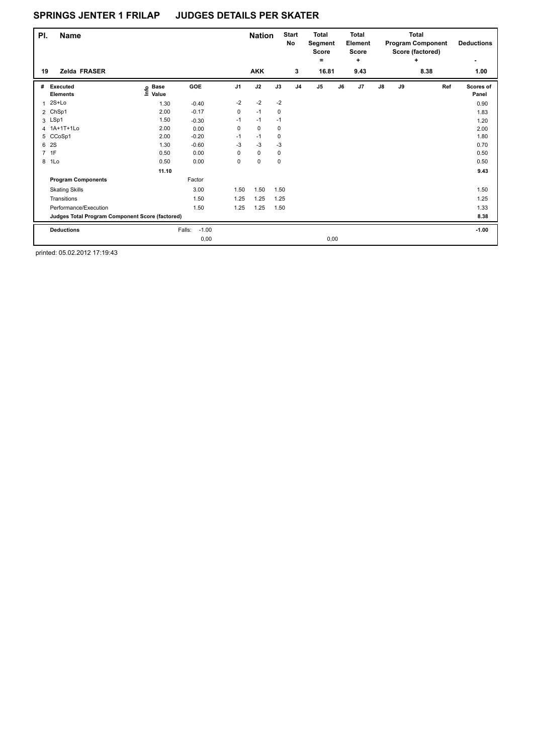# SPRINGS JENTER 1 FRILAP JUDGES DETAILS PER SKATER

| Pl. | Name | Nation | Start No | Total Segment Score = | Total Element Score + | Total Program Component Score (factored) + | Deductions - |
|---|---|---|---|---|---|---|---|
| 19 | Zelda FRASER | AKK | 3 | 16.81 | 9.43 | 8.38 | 1.00 |

| # | Executed Elements | Info | Base Value | GOE | J1 | J2 | J3 | J4 | J5 | J6 | J7 | J8 | J9 | Ref | Scores of Panel |
|---|---|---|---|---|---|---|---|---|---|---|---|---|---|---|---|
| 1 | 2S+Lo | | 1.30 | -0.40 | -2 | -2 | -2 | | | | | | | | 0.90 |
| 2 | ChSp1 | | 2.00 | -0.17 | 0 | -1 | 0 | | | | | | | | 1.83 |
| 3 | LSp1 | | 1.50 | -0.30 | -1 | -1 | -1 | | | | | | | | 1.20 |
| 4 | 1A+1T+1Lo | | 2.00 | 0.00 | 0 | 0 | 0 | | | | | | | | 2.00 |
| 5 | CCoSp1 | | 2.00 | -0.20 | -1 | -1 | 0 | | | | | | | | 1.80 |
| 6 | 2S | | 1.30 | -0.60 | -3 | -3 | -3 | | | | | | | | 0.70 |
| 7 | 1F | | 0.50 | 0.00 | 0 | 0 | 0 | | | | | | | | 0.50 |
| 8 | 1Lo | | 0.50 | 0.00 | 0 | 0 | 0 | | | | | | | | 0.50 |
| | | | 11.10 | | | | | | | | | | | | 9.43 |
| | **Program Components** | | | Factor | | | | | | | | | | | |
| | Skating Skills | | | 3.00 | 1.50 | 1.50 | 1.50 | | | | | | | | 1.50 |
| | Transitions | | | 1.50 | 1.25 | 1.25 | 1.25 | | | | | | | | 1.25 |
| | Performance/Execution | | | 1.50 | 1.25 | 1.25 | 1.50 | | | | | | | | 1.33 |
| | **Judges Total Program Component Score (factored)** | | | | | | | | | | | | | | 8.38 |
| | **Deductions** | | | Falls: -1.00 | | | | | | | | | | | -1.00 |
| | | | | 0,00 | | | | | 0,00 | | | | | | |

printed: 05.02.2012 17:19:43